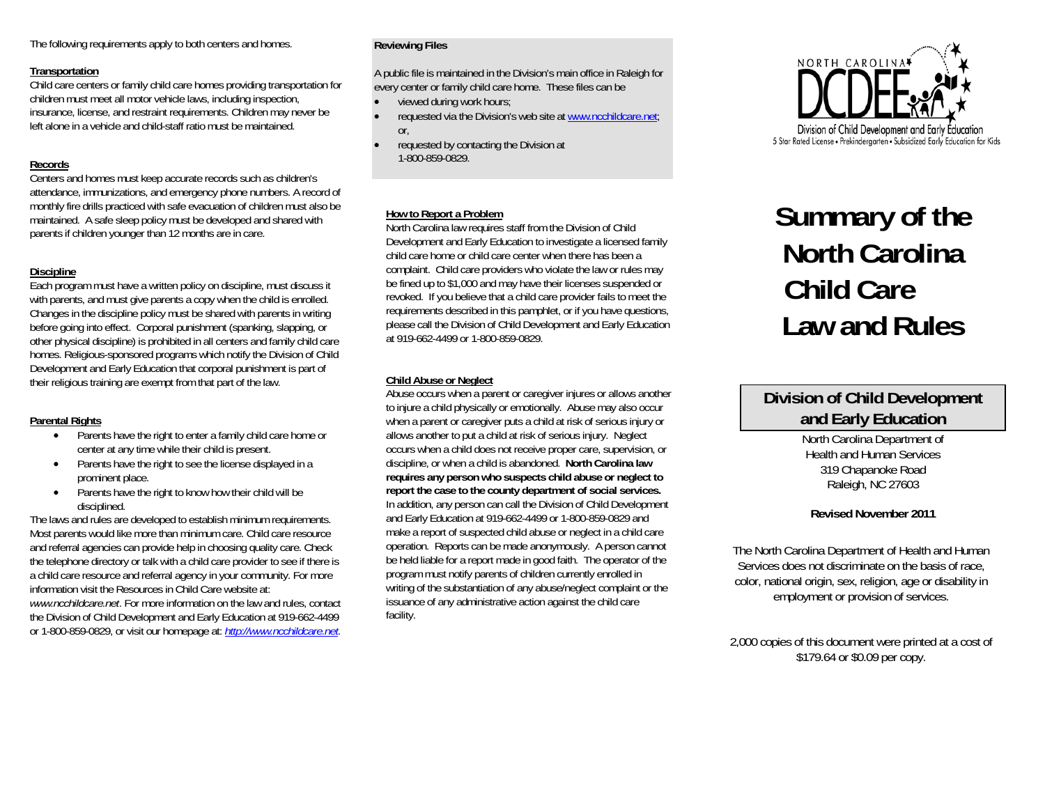The following requirements apply to both centers and homes.

**Transportation**

Child care centers or family child care homes providing transportation for children must meet all motor vehicle laws, including inspection, insurance, license, and restraint requirements. Children may never be left alone in a vehicle and child-staff ratio must be maintained.

**Records**

Centers and homes must keep accurate records such as children's attendance, immunizations, and emergency phone numbers. A record of monthly fire drills practiced with safe evacuation of children must also be maintained. A safe sleep policy must be developed and shared with parents if children younger than 12 months are in care.

**Discipline**

Each program must have a written policy on discipline, must discuss it with parents, and must give parents a copy when the child is enrolled. Changes in the discipline policy must be shared with parents in writing before going into effect. Corporal punishment (spanking, slapping, or other physical discipline) is prohibited in all centers and family child care homes. Religious-sponsored programs which notify the Division of Child Development and Early Education that corporal punishment is part of their religious training are exempt from that part of the law.

**Parental Rights**

- Parents have the right to enter a family child care home or center at any time while their child is present.
- Parents have the right to see the license displayed in a prominent place.
- Parents have the right to know how their child will be disciplined.

The laws and rules are developed to establish minimum requirements. Most parents would like more than minimum care. Child care resource and referral agencies can provide help in choosing quality care. Check the telephone directory or talk with a child care provider to see if there is a child care resource and referral agency in your community. For more information visit the Resources in Child Care website at: *www.ncchildcare.net*. For more information on the law and rules, contact the Division of Child Development and Early Education at 919-662-4499 or 1-800-859-0829, or visit our homepage at: *http://www.ncchildcare.net*.

**Reviewing Files**

A public file is maintained in the Division's main office in Raleigh for every center or family child care home. These files can be

- viewed during work hours;
- requested via the Division's web site at www.ncchildcare.net; or,
- requested by contacting the Division at 1-800-859-0829.

**How to Report a Problem**

North Carolina law requires staff from the Division of Child Development and Early Education to investigate a licensed family child care home or child care center when there has been a complaint. Child care providers who violate the law or rules may be fined up to $1,000 and may have their licenses suspended or revoked. If you believe that a child care provider fails to meet the requirements described in this pamphlet, or if you have questions, please call the Division of Child Development and Early Education at 919-662-4499 or 1-800-859-0829.

**Child Abuse or Neglect**

Abuse occurs when a parent or caregiver injures or allows another to injure a child physically or emotionally. Abuse may also occur when a parent or caregiver puts a child at risk of serious injury or allows another to put a child at risk of serious injury. Neglect occurs when a child does not receive proper care, supervision, or discipline, or when a child is abandoned. **North Carolina law requires any person who suspects child abuse or neglect to report the case to the county department of social services.** In addition, any person can call the Division of Child Development and Early Education at 919-662-4499 or 1-800-859-0829 and make a report of suspected child abuse or neglect in a child care operation. Reports can be made anonymously. A person cannot be held liable for a report made in good faith. The operator of the program must notify parents of children currently enrolled in writing of the substantiation of any abuse/neglect complaint or the issuance of any administrative action against the child care facility.

NORTH CAROLINA DCDEE

Division of Child Development and Early Education

5 Star Rated License • Prekindergarten • Subsidized Early Education for Kids

# Summary of the North Carolina Child Care Law and Rules

## Division of Child Development and Early Education

North Carolina Department of Health and Human Services
319 Chapanoke Road
Raleigh, NC 27603

**Revised November 2011**

The North Carolina Department of Health and Human Services does not discriminate on the basis of race, color, national origin, sex, religion, age or disability in employment or provision of services.

2,000 copies of this document were printed at a cost of $179.64 or $0.09 per copy.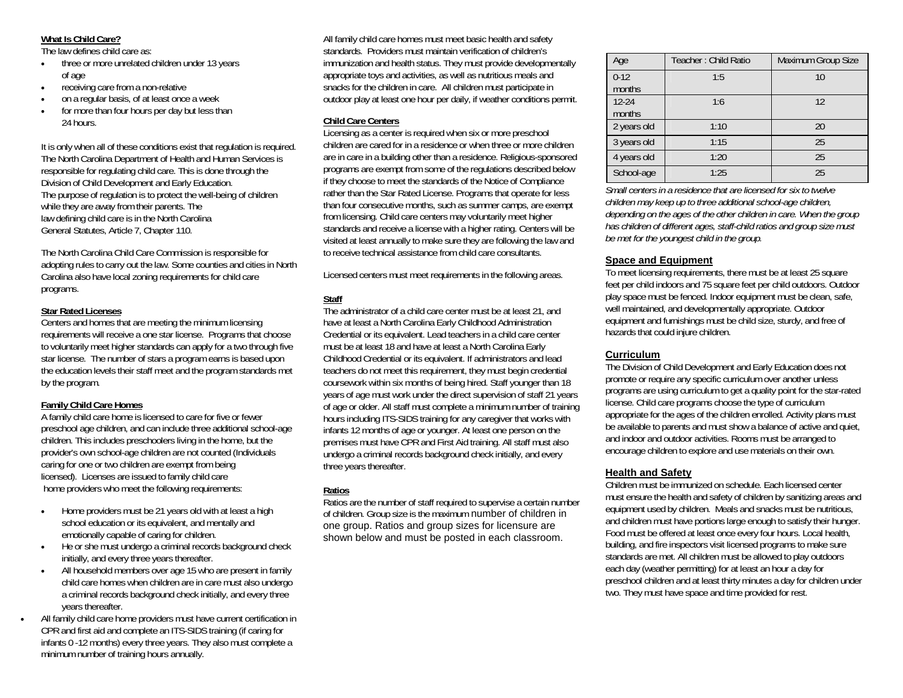**What Is Child Care?**

The law defines child care as:

- three or more unrelated children under 13 years of age
- receiving care from a non-relative
- on a regular basis, of at least once a week
- for more than four hours per day but less than 24 hours.

It is only when all of these conditions exist that regulation is required. The North Carolina Department of Health and Human Services is responsible for regulating child care. This is done through the Division of Child Development and Early Education. The purpose of regulation is to protect the well-being of children while they are away from their parents. The law defining child care is in the North Carolina General Statutes, Article 7, Chapter 110.

The North Carolina Child Care Commission is responsible for adopting rules to carry out the law. Some counties and cities in North Carolina also have local zoning requirements for child care programs.

**Star Rated Licenses**

Centers and homes that are meeting the minimum licensing requirements will receive a one star license. Programs that choose to voluntarily meet higher standards can apply for a two through five star license. The number of stars a program earns is based upon the education levels their staff meet and the program standards met by the program.

**Family Child Care Homes**

A family child care home is licensed to care for five or fewer preschool age children, and can include three additional school-age children. This includes preschoolers living in the home, but the provider's own school-age children are not counted (Individuals caring for one or two children are exempt from being licensed). Licenses are issued to family child care home providers who meet the following requirements:

- Home providers must be 21 years old with at least a high school education or its equivalent, and mentally and emotionally capable of caring for children.
- He or she must undergo a criminal records background check initially, and every three years thereafter.
- All household members over age 15 who are present in family child care homes when children are in care must also undergo a criminal records background check initially, and every three years thereafter.
- All family child care home providers must have current certification in CPR and first aid and complete an ITS-SIDS training (if caring for infants 0 -12 months) every three years. They also must complete a minimum number of training hours annually.

All family child care homes must meet basic health and safety standards. Providers must maintain verification of children's immunization and health status. They must provide developmentally appropriate toys and activities, as well as nutritious meals and snacks for the children in care. All children must participate in outdoor play at least one hour per daily, if weather conditions permit.

**Child Care Centers**

Licensing as a center is required when six or more preschool children are cared for in a residence or when three or more children are in care in a building other than a residence. Religious-sponsored programs are exempt from some of the regulations described below if they choose to meet the standards of the Notice of Compliance rather than the Star Rated License. Programs that operate for less than four consecutive months, such as summer camps, are exempt from licensing. Child care centers may voluntarily meet higher standards and receive a license with a higher rating. Centers will be visited at least annually to make sure they are following the law and to receive technical assistance from child care consultants.

Licensed centers must meet requirements in the following areas.

**Staff**

The administrator of a child care center must be at least 21, and have at least a North Carolina Early Childhood Administration Credential or its equivalent. Lead teachers in a child care center must be at least 18 and have at least a North Carolina Early Childhood Credential or its equivalent. If administrators and lead teachers do not meet this requirement, they must begin credential coursework within six months of being hired. Staff younger than 18 years of age must work under the direct supervision of staff 21 years of age or older. All staff must complete a minimum number of training hours including ITS-SIDS training for any caregiver that works with infants 12 months of age or younger. At least one person on the premises must have CPR and First Aid training. All staff must also undergo a criminal records background check initially, and every three years thereafter.

**Ratios**

Ratios are the number of staff required to supervise a certain number of children. Group size is the maximum number of children in one group. Ratios and group sizes for licensure are shown below and must be posted in each classroom.

| Age | Teacher : Child Ratio | Maximum Group Size |
|---|---|---|
| 0-12 months | 1:5 | 10 |
| 12-24 months | 1:6 | 12 |
| 2 years old | 1:10 | 20 |
| 3 years old | 1:15 | 25 |
| 4 years old | 1:20 | 25 |
| School-age | 1:25 | 25 |

*Small centers in a residence that are licensed for six to twelve children may keep up to three additional school-age children, depending on the ages of the other children in care. When the group has children of different ages, staff-child ratios and group size must be met for the youngest child in the group.*

## Space and Equipment

To meet licensing requirements, there must be at least 25 square feet per child indoors and 75 square feet per child outdoors. Outdoor play space must be fenced. Indoor equipment must be clean, safe, well maintained, and developmentally appropriate. Outdoor equipment and furnishings must be child size, sturdy, and free of hazards that could injure children.

## Curriculum

The Division of Child Development and Early Education does not promote or require any specific curriculum over another unless programs are using curriculum to get a quality point for the star-rated license. Child care programs choose the type of curriculum appropriate for the ages of the children enrolled. Activity plans must be available to parents and must show a balance of active and quiet, and indoor and outdoor activities. Rooms must be arranged to encourage children to explore and use materials on their own.

## Health and Safety

Children must be immunized on schedule. Each licensed center must ensure the health and safety of children by sanitizing areas and equipment used by children. Meals and snacks must be nutritious, and children must have portions large enough to satisfy their hunger. Food must be offered at least once every four hours. Local health, building, and fire inspectors visit licensed programs to make sure standards are met. All children must be allowed to play outdoors each day (weather permitting) for at least an hour a day for preschool children and at least thirty minutes a day for children under two. They must have space and time provided for rest.